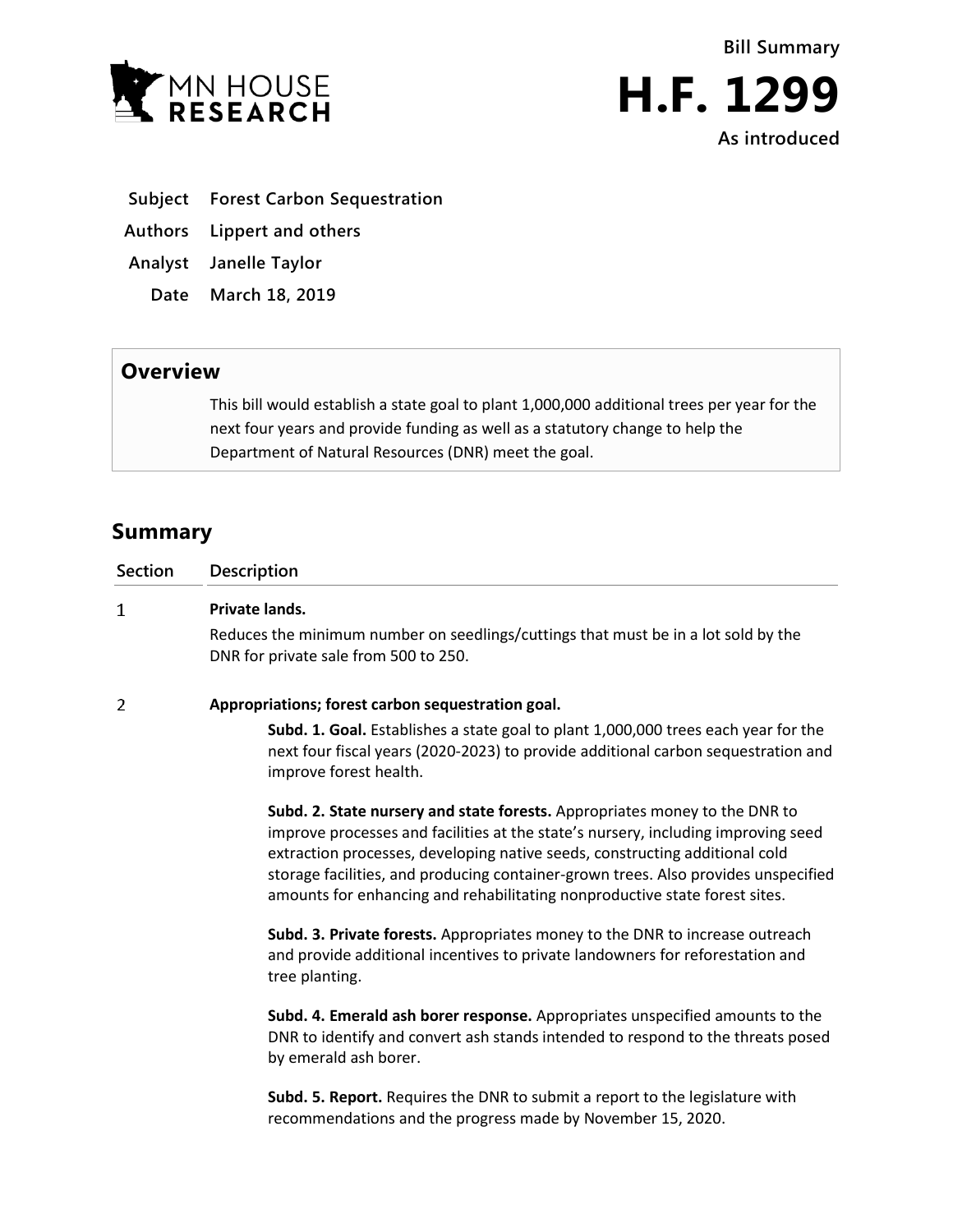MN HOUSE RESEARCH

**Bill Summary**

# H.F. 1299

**As introduced**

| | |
|---|---|
| **Subject** | **Forest Carbon Sequestration** |
| **Authors** | **Lippert and others** |
| **Analyst** | **Janelle Taylor** |
| **Date** | **March 18, 2019** |

## Overview

This bill would establish a state goal to plant 1,000,000 additional trees per year for the next four years and provide funding as well as a statutory change to help the Department of Natural Resources (DNR) meet the goal.

## Summary

| Section | Description |
|---|---|
| 1 | **Private lands.**<br>Reduces the minimum number on seedlings/cuttings that must be in a lot sold by the DNR for private sale from 500 to 250. |
| 2 | **Appropriations; forest carbon sequestration goal.**<br>**Subd. 1. Goal.** Establishes a state goal to plant 1,000,000 trees each year for the next four fiscal years (2020-2023) to provide additional carbon sequestration and improve forest health.<br>**Subd. 2. State nursery and state forests.** Appropriates money to the DNR to improve processes and facilities at the state's nursery, including improving seed extraction processes, developing native seeds, constructing additional cold storage facilities, and producing container-grown trees. Also provides unspecified amounts for enhancing and rehabilitating nonproductive state forest sites.<br>**Subd. 3. Private forests.** Appropriates money to the DNR to increase outreach and provide additional incentives to private landowners for reforestation and tree planting.<br>**Subd. 4. Emerald ash borer response.** Appropriates unspecified amounts to the DNR to identify and convert ash stands intended to respond to the threats posed by emerald ash borer.<br>**Subd. 5. Report.** Requires the DNR to submit a report to the legislature with recommendations and the progress made by November 15, 2020. |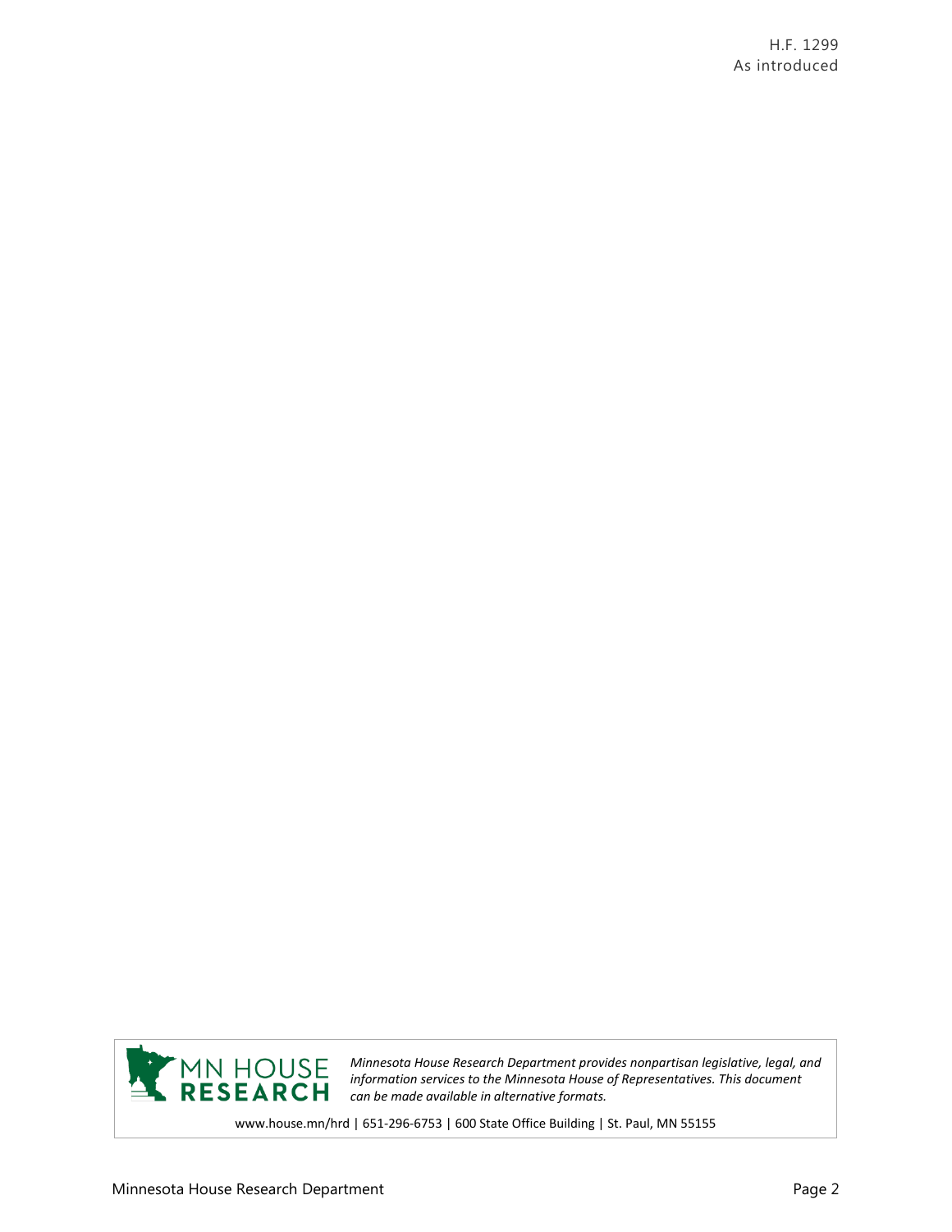*Minnesota House Research Department provides nonpartisan legislative, legal, and information services to the Minnesota House of Representatives. This document can be made available in alternative formats.*

www.house.mn/hrd | 651-296-6753 | 600 State Office Building | St. Paul, MN 55155